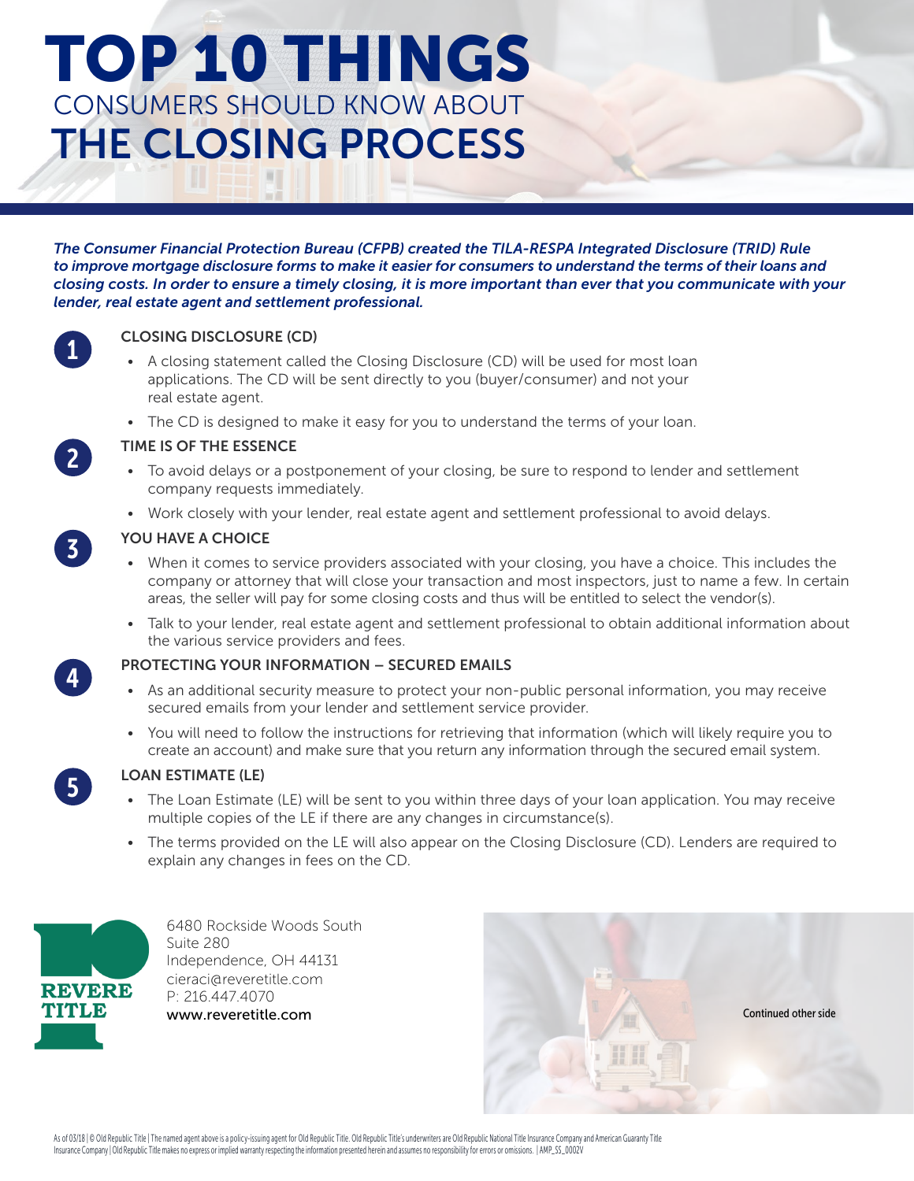# TOP 10 THINGS
## CONSUMERS SHOULD KNOW ABOUT
# THE CLOSING PROCESS

***The Consumer Financial Protection Bureau (CFPB) created the TILA-RESPA Integrated Disclosure (TRID) Rule to improve mortgage disclosure forms to make it easier for consumers to understand the terms of their loans and closing costs. In order to ensure a timely closing, it is more important than ever that you communicate with your lender, real estate agent and settlement professional.***

### 1 CLOSING DISCLOSURE (CD)

- A closing statement called the Closing Disclosure (CD) will be used for most loan applications. The CD will be sent directly to you (buyer/consumer) and not your real estate agent.
- The CD is designed to make it easy for you to understand the terms of your loan.

### 2 TIME IS OF THE ESSENCE

- To avoid delays or a postponement of your closing, be sure to respond to lender and settlement company requests immediately.
- Work closely with your lender, real estate agent and settlement professional to avoid delays.

### 3 YOU HAVE A CHOICE

- When it comes to service providers associated with your closing, you have a choice. This includes the company or attorney that will close your transaction and most inspectors, just to name a few. In certain areas, the seller will pay for some closing costs and thus will be entitled to select the vendor(s).
- Talk to your lender, real estate agent and settlement professional to obtain additional information about the various service providers and fees.

### 4 PROTECTING YOUR INFORMATION – SECURED EMAILS

- As an additional security measure to protect your non-public personal information, you may receive secured emails from your lender and settlement service provider.
- You will need to follow the instructions for retrieving that information (which will likely require you to create an account) and make sure that you return any information through the secured email system.

### 5 LOAN ESTIMATE (LE)

- The Loan Estimate (LE) will be sent to you within three days of your loan application. You may receive multiple copies of the LE if there are any changes in circumstance(s).
- The terms provided on the LE will also appear on the Closing Disclosure (CD). Lenders are required to explain any changes in fees on the CD.

REVERE TITLE

6480 Rockside Woods South
Suite 280
Independence, OH 44131
cieraci@reveretitle.com
P: 216.447.4070
www.reveretitle.com

Continued other side

As of 03/18 | © Old Republic Title | The named agent above is a policy-issuing agent for Old Republic Title. Old Republic Title's underwriters are Old Republic National Title Insurance Company and American Guaranty Title Insurance Company | Old Republic Title makes no express or implied warranty respecting the information presented herein and assumes no responsibility for errors or omissions. | AMP_SS_0002V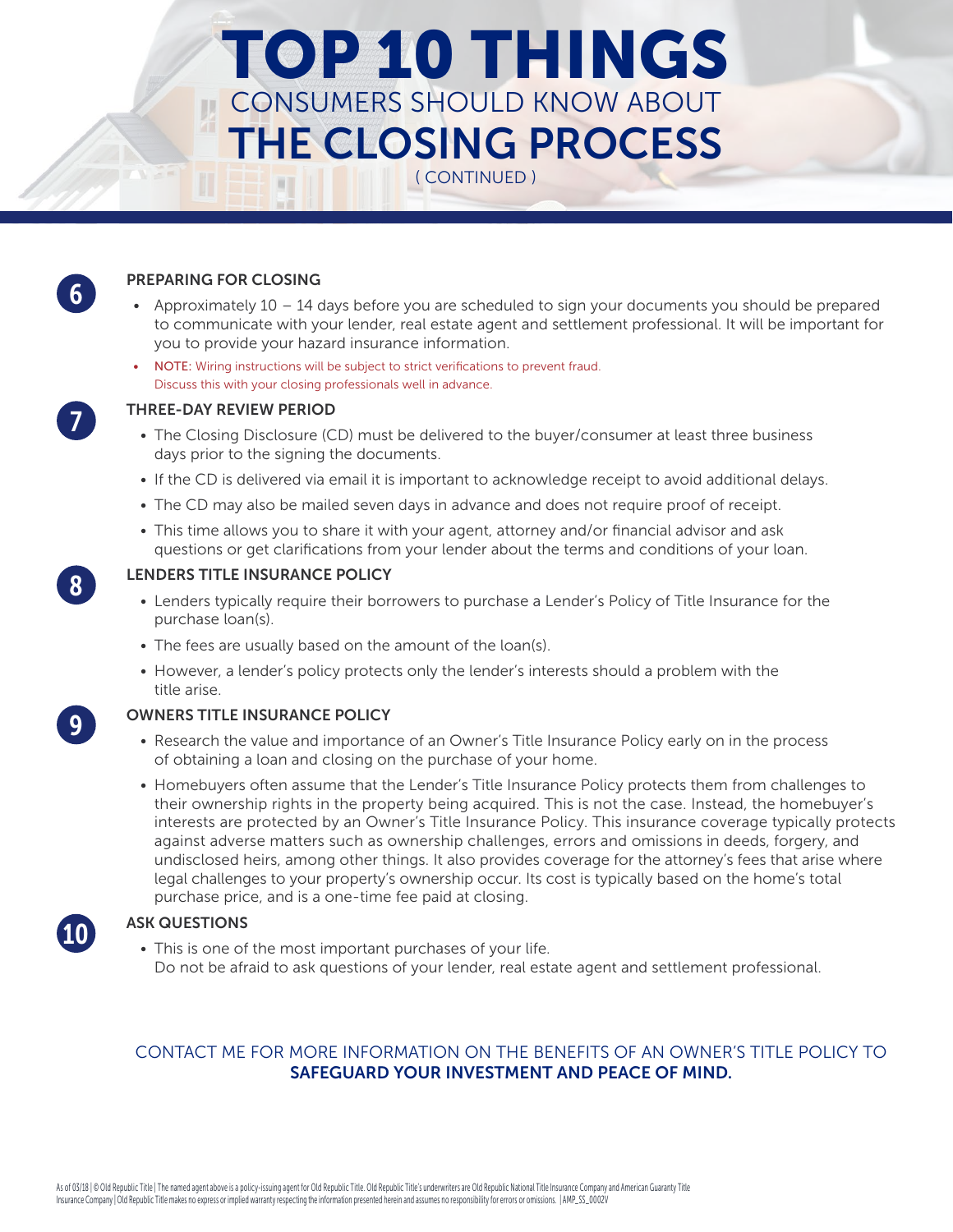# TOP 10 THINGS

## CONSUMERS SHOULD KNOW ABOUT

# THE CLOSING PROCESS

( CONTINUED )

### 6 PREPARING FOR CLOSING

- Approximately 10 – 14 days before you are scheduled to sign your documents you should be prepared to communicate with your lender, real estate agent and settlement professional. It will be important for you to provide your hazard insurance information.
- NOTE: Wiring instructions will be subject to strict verifications to prevent fraud. Discuss this with your closing professionals well in advance.

### 7 THREE-DAY REVIEW PERIOD

- The Closing Disclosure (CD) must be delivered to the buyer/consumer at least three business days prior to the signing the documents.
- If the CD is delivered via email it is important to acknowledge receipt to avoid additional delays.
- The CD may also be mailed seven days in advance and does not require proof of receipt.
- This time allows you to share it with your agent, attorney and/or financial advisor and ask questions or get clarifications from your lender about the terms and conditions of your loan.

### 8 LENDERS TITLE INSURANCE POLICY

- Lenders typically require their borrowers to purchase a Lender's Policy of Title Insurance for the purchase loan(s).
- The fees are usually based on the amount of the loan(s).
- However, a lender's policy protects only the lender's interests should a problem with the title arise.

### 9 OWNERS TITLE INSURANCE POLICY

- Research the value and importance of an Owner's Title Insurance Policy early on in the process of obtaining a loan and closing on the purchase of your home.
- Homebuyers often assume that the Lender's Title Insurance Policy protects them from challenges to their ownership rights in the property being acquired. This is not the case. Instead, the homebuyer's interests are protected by an Owner's Title Insurance Policy. This insurance coverage typically protects against adverse matters such as ownership challenges, errors and omissions in deeds, forgery, and undisclosed heirs, among other things. It also provides coverage for the attorney's fees that arise where legal challenges to your property's ownership occur. Its cost is typically based on the home's total purchase price, and is a one-time fee paid at closing.

### 10 ASK QUESTIONS

- This is one of the most important purchases of your life. Do not be afraid to ask questions of your lender, real estate agent and settlement professional.

CONTACT ME FOR MORE INFORMATION ON THE BENEFITS OF AN OWNER'S TITLE POLICY TO **SAFEGUARD YOUR INVESTMENT AND PEACE OF MIND.**

As of 03/18 | © Old Republic Title | The named agent above is a policy-issuing agent for Old Republic Title. Old Republic Title's underwriters are Old Republic National Title Insurance Company and American Guaranty Title Insurance Company | Old Republic Title makes no express or implied warranty respecting the information presented herein and assumes no responsibility for errors or omissions. | AMP_SS_0002V